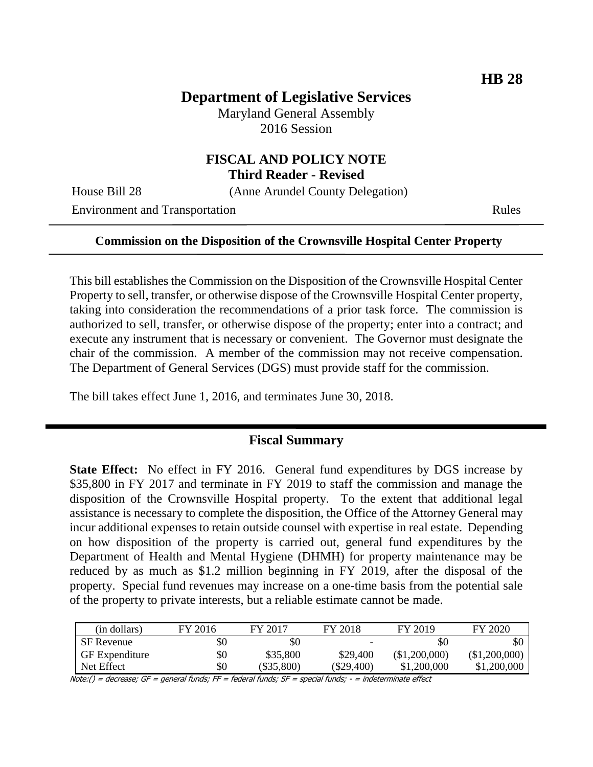**HB 28**

# Department of Legislative Services

Maryland General Assembly
2016 Session

## FISCAL AND POLICY NOTE
**Third Reader - Revised**

House Bill 28 (Anne Arundel County Delegation)

Environment and Transportation Rules

---

**Commission on the Disposition of the Crownsville Hospital Center Property**

---

This bill establishes the Commission on the Disposition of the Crownsville Hospital Center Property to sell, transfer, or otherwise dispose of the Crownsville Hospital Center property, taking into consideration the recommendations of a prior task force. The commission is authorized to sell, transfer, or otherwise dispose of the property; enter into a contract; and execute any instrument that is necessary or convenient. The Governor must designate the chair of the commission. A member of the commission may not receive compensation. The Department of General Services (DGS) must provide staff for the commission.

The bill takes effect June 1, 2016, and terminates June 30, 2018.

## Fiscal Summary

**State Effect:** No effect in FY 2016. General fund expenditures by DGS increase by $35,800 in FY 2017 and terminate in FY 2019 to staff the commission and manage the disposition of the Crownsville Hospital property. To the extent that additional legal assistance is necessary to complete the disposition, the Office of the Attorney General may incur additional expenses to retain outside counsel with expertise in real estate. Depending on how disposition of the property is carried out, general fund expenditures by the Department of Health and Mental Hygiene (DHMH) for property maintenance may be reduced by as much as $1.2 million beginning in FY 2019, after the disposal of the property. Special fund revenues may increase on a one-time basis from the potential sale of the property to private interests, but a reliable estimate cannot be made.

| (in dollars) | FY 2016 | FY 2017 | FY 2018 | FY 2019 | FY 2020 |
|---|---|---|---|---|---|
| SF Revenue | $0 | $0 | - | $0 | $0 |
| GF Expenditure | $0 | $35,800 | $29,400 | ($1,200,000) | ($1,200,000) |
| Net Effect | $0 | ($35,800) | ($29,400) | $1,200,000 | $1,200,000 |

Note:() = decrease; GF = general funds; FF = federal funds; SF = special funds; - = indeterminate effect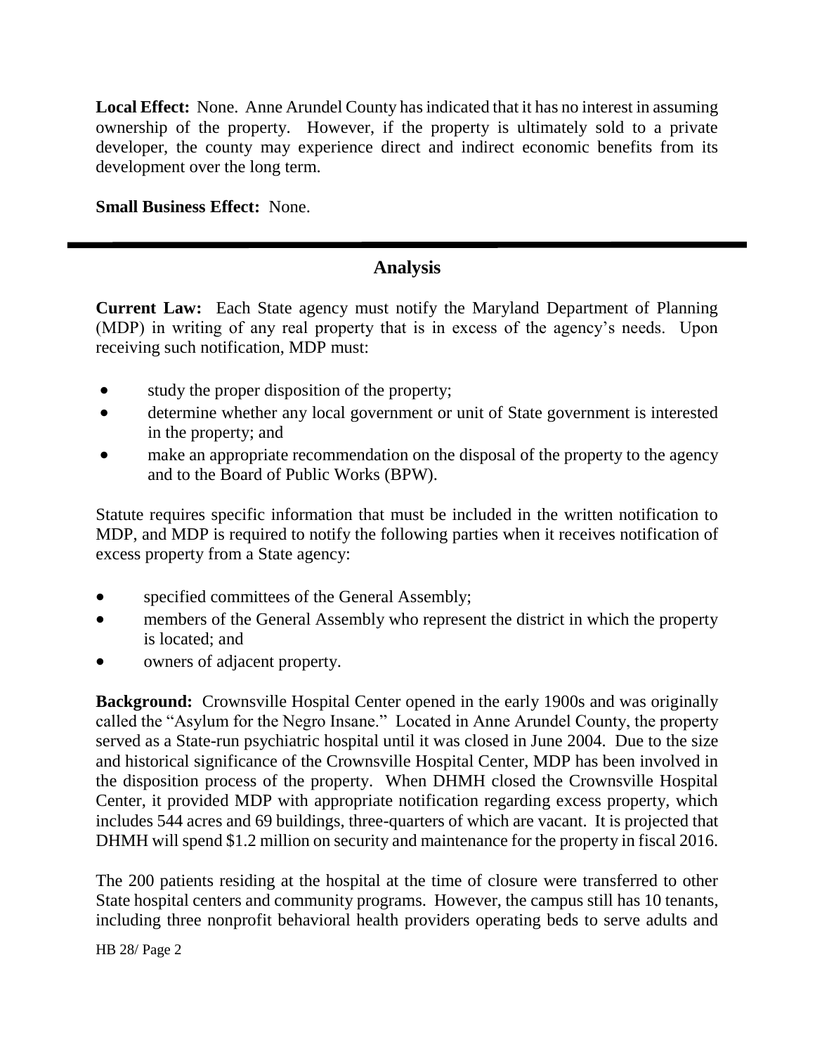**Local Effect:** None. Anne Arundel County has indicated that it has no interest in assuming ownership of the property. However, if the property is ultimately sold to a private developer, the county may experience direct and indirect economic benefits from its development over the long term.

**Small Business Effect:** None.

---

## Analysis

**Current Law:** Each State agency must notify the Maryland Department of Planning (MDP) in writing of any real property that is in excess of the agency's needs. Upon receiving such notification, MDP must:

- study the proper disposition of the property;
- determine whether any local government or unit of State government is interested in the property; and
- make an appropriate recommendation on the disposal of the property to the agency and to the Board of Public Works (BPW).

Statute requires specific information that must be included in the written notification to MDP, and MDP is required to notify the following parties when it receives notification of excess property from a State agency:

- specified committees of the General Assembly;
- members of the General Assembly who represent the district in which the property is located; and
- owners of adjacent property.

**Background:** Crownsville Hospital Center opened in the early 1900s and was originally called the "Asylum for the Negro Insane." Located in Anne Arundel County, the property served as a State-run psychiatric hospital until it was closed in June 2004. Due to the size and historical significance of the Crownsville Hospital Center, MDP has been involved in the disposition process of the property. When DHMH closed the Crownsville Hospital Center, it provided MDP with appropriate notification regarding excess property, which includes 544 acres and 69 buildings, three-quarters of which are vacant. It is projected that DHMH will spend $1.2 million on security and maintenance for the property in fiscal 2016.

The 200 patients residing at the hospital at the time of closure were transferred to other State hospital centers and community programs. However, the campus still has 10 tenants, including three nonprofit behavioral health providers operating beds to serve adults and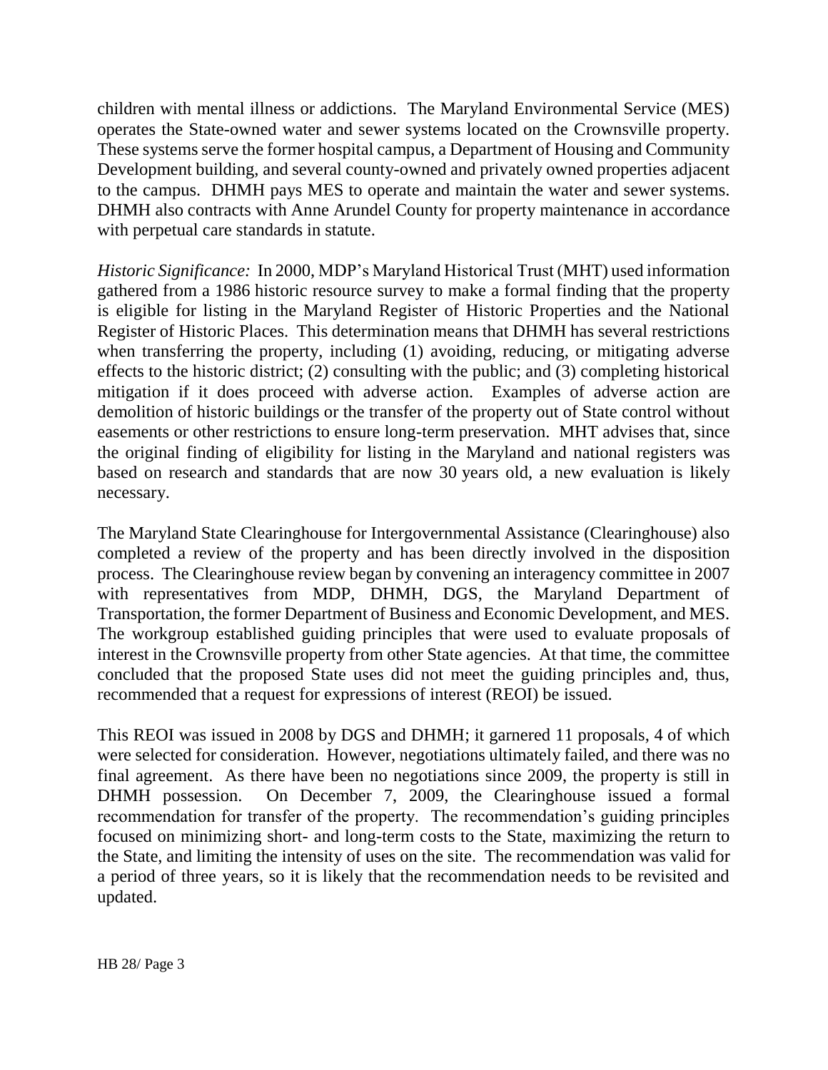children with mental illness or addictions. The Maryland Environmental Service (MES) operates the State-owned water and sewer systems located on the Crownsville property. These systems serve the former hospital campus, a Department of Housing and Community Development building, and several county-owned and privately owned properties adjacent to the campus. DHMH pays MES to operate and maintain the water and sewer systems. DHMH also contracts with Anne Arundel County for property maintenance in accordance with perpetual care standards in statute.

*Historic Significance:* In 2000, MDP's Maryland Historical Trust (MHT) used information gathered from a 1986 historic resource survey to make a formal finding that the property is eligible for listing in the Maryland Register of Historic Properties and the National Register of Historic Places. This determination means that DHMH has several restrictions when transferring the property, including (1) avoiding, reducing, or mitigating adverse effects to the historic district; (2) consulting with the public; and (3) completing historical mitigation if it does proceed with adverse action. Examples of adverse action are demolition of historic buildings or the transfer of the property out of State control without easements or other restrictions to ensure long-term preservation. MHT advises that, since the original finding of eligibility for listing in the Maryland and national registers was based on research and standards that are now 30 years old, a new evaluation is likely necessary.

The Maryland State Clearinghouse for Intergovernmental Assistance (Clearinghouse) also completed a review of the property and has been directly involved in the disposition process. The Clearinghouse review began by convening an interagency committee in 2007 with representatives from MDP, DHMH, DGS, the Maryland Department of Transportation, the former Department of Business and Economic Development, and MES. The workgroup established guiding principles that were used to evaluate proposals of interest in the Crownsville property from other State agencies. At that time, the committee concluded that the proposed State uses did not meet the guiding principles and, thus, recommended that a request for expressions of interest (REOI) be issued.

This REOI was issued in 2008 by DGS and DHMH; it garnered 11 proposals, 4 of which were selected for consideration. However, negotiations ultimately failed, and there was no final agreement. As there have been no negotiations since 2009, the property is still in DHMH possession. On December 7, 2009, the Clearinghouse issued a formal recommendation for transfer of the property. The recommendation's guiding principles focused on minimizing short- and long-term costs to the State, maximizing the return to the State, and limiting the intensity of uses on the site. The recommendation was valid for a period of three years, so it is likely that the recommendation needs to be revisited and updated.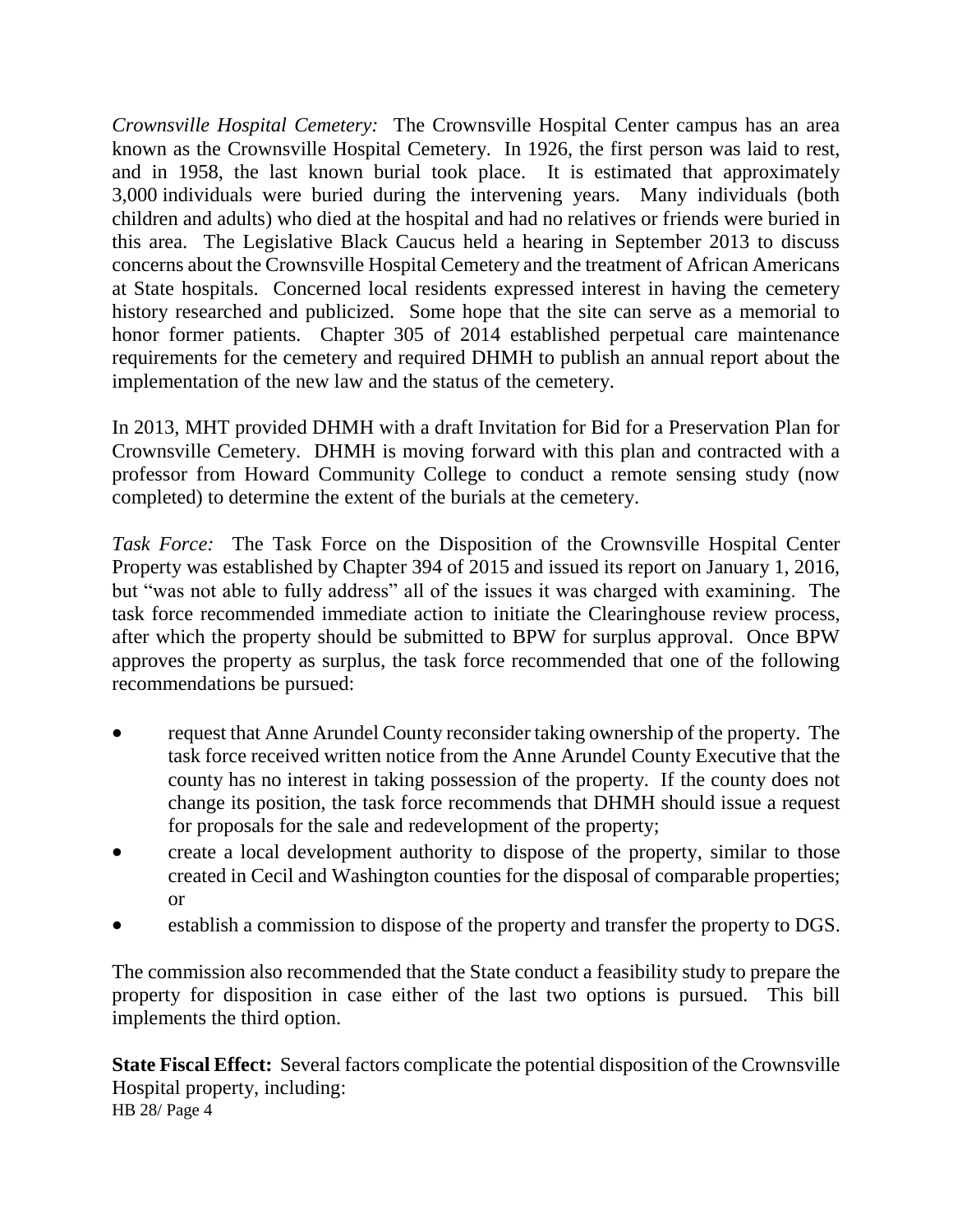*Crownsville Hospital Cemetery:* The Crownsville Hospital Center campus has an area known as the Crownsville Hospital Cemetery. In 1926, the first person was laid to rest, and in 1958, the last known burial took place. It is estimated that approximately 3,000 individuals were buried during the intervening years. Many individuals (both children and adults) who died at the hospital and had no relatives or friends were buried in this area. The Legislative Black Caucus held a hearing in September 2013 to discuss concerns about the Crownsville Hospital Cemetery and the treatment of African Americans at State hospitals. Concerned local residents expressed interest in having the cemetery history researched and publicized. Some hope that the site can serve as a memorial to honor former patients. Chapter 305 of 2014 established perpetual care maintenance requirements for the cemetery and required DHMH to publish an annual report about the implementation of the new law and the status of the cemetery.

In 2013, MHT provided DHMH with a draft Invitation for Bid for a Preservation Plan for Crownsville Cemetery. DHMH is moving forward with this plan and contracted with a professor from Howard Community College to conduct a remote sensing study (now completed) to determine the extent of the burials at the cemetery.

*Task Force:* The Task Force on the Disposition of the Crownsville Hospital Center Property was established by Chapter 394 of 2015 and issued its report on January 1, 2016, but "was not able to fully address" all of the issues it was charged with examining. The task force recommended immediate action to initiate the Clearinghouse review process, after which the property should be submitted to BPW for surplus approval. Once BPW approves the property as surplus, the task force recommended that one of the following recommendations be pursued:

- request that Anne Arundel County reconsider taking ownership of the property. The task force received written notice from the Anne Arundel County Executive that the county has no interest in taking possession of the property. If the county does not change its position, the task force recommends that DHMH should issue a request for proposals for the sale and redevelopment of the property;
- create a local development authority to dispose of the property, similar to those created in Cecil and Washington counties for the disposal of comparable properties; or
- establish a commission to dispose of the property and transfer the property to DGS.

The commission also recommended that the State conduct a feasibility study to prepare the property for disposition in case either of the last two options is pursued. This bill implements the third option.

**State Fiscal Effect:** Several factors complicate the potential disposition of the Crownsville Hospital property, including: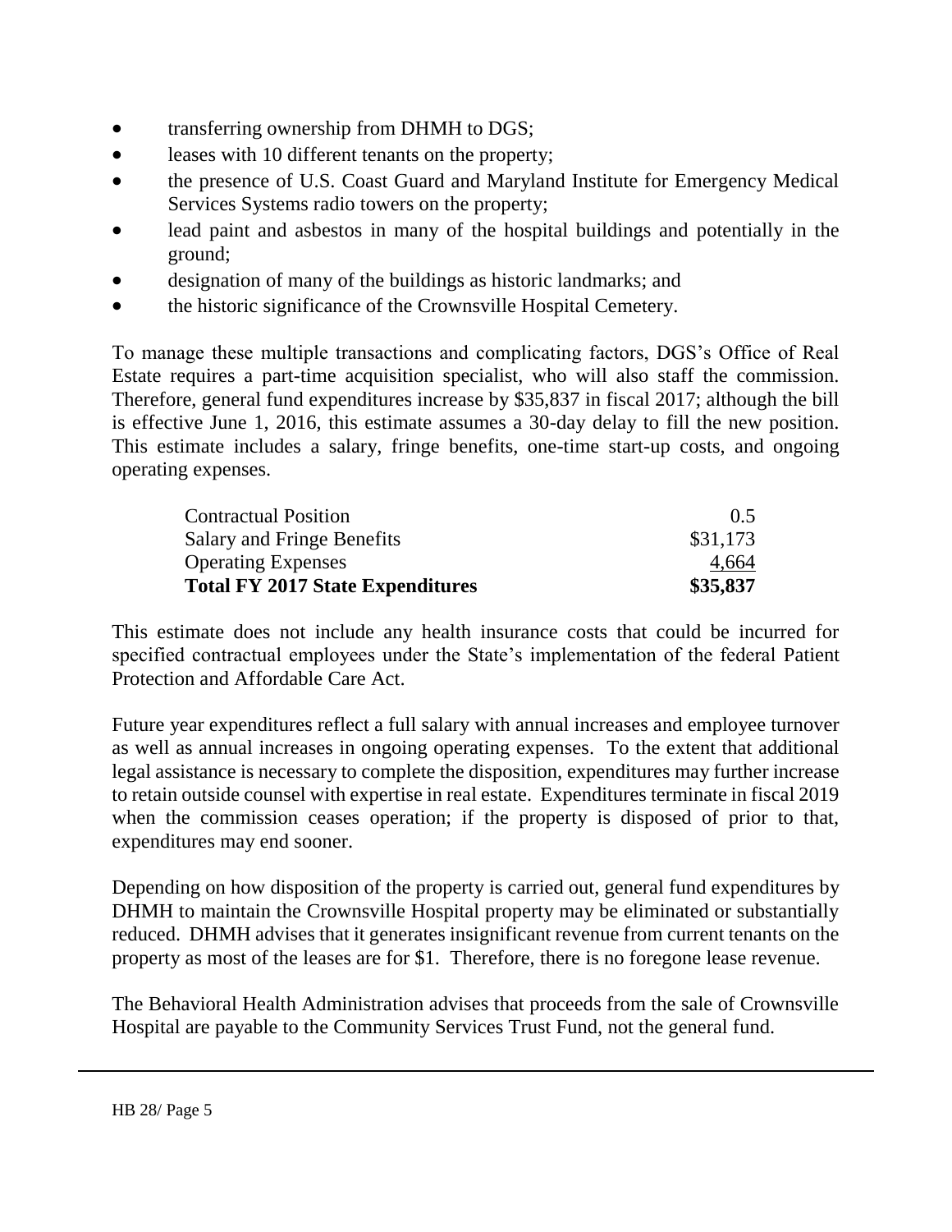- transferring ownership from DHMH to DGS;
- leases with 10 different tenants on the property;
- the presence of U.S. Coast Guard and Maryland Institute for Emergency Medical Services Systems radio towers on the property;
- lead paint and asbestos in many of the hospital buildings and potentially in the ground;
- designation of many of the buildings as historic landmarks; and
- the historic significance of the Crownsville Hospital Cemetery.

To manage these multiple transactions and complicating factors, DGS's Office of Real Estate requires a part-time acquisition specialist, who will also staff the commission. Therefore, general fund expenditures increase by $35,837 in fiscal 2017; although the bill is effective June 1, 2016, this estimate assumes a 30-day delay to fill the new position. This estimate includes a salary, fringe benefits, one-time start-up costs, and ongoing operating expenses.

| | |
|---|---|
| Contractual Position | 0.5 |
| Salary and Fringe Benefits | $31,173 |
| Operating Expenses | 4,664 |
| **Total FY 2017 State Expenditures** | **$35,837** |

This estimate does not include any health insurance costs that could be incurred for specified contractual employees under the State's implementation of the federal Patient Protection and Affordable Care Act.

Future year expenditures reflect a full salary with annual increases and employee turnover as well as annual increases in ongoing operating expenses. To the extent that additional legal assistance is necessary to complete the disposition, expenditures may further increase to retain outside counsel with expertise in real estate. Expenditures terminate in fiscal 2019 when the commission ceases operation; if the property is disposed of prior to that, expenditures may end sooner.

Depending on how disposition of the property is carried out, general fund expenditures by DHMH to maintain the Crownsville Hospital property may be eliminated or substantially reduced. DHMH advises that it generates insignificant revenue from current tenants on the property as most of the leases are for $1. Therefore, there is no foregone lease revenue.

The Behavioral Health Administration advises that proceeds from the sale of Crownsville Hospital are payable to the Community Services Trust Fund, not the general fund.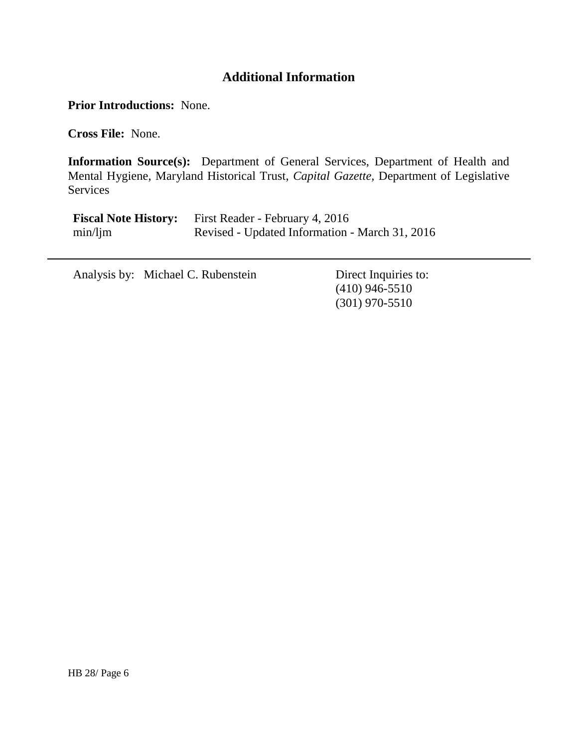## Additional Information

**Prior Introductions:** None.

**Cross File:** None.

**Information Source(s):** Department of General Services, Department of Health and Mental Hygiene, Maryland Historical Trust, *Capital Gazette*, Department of Legislative Services

| | |
|---|---|
| **Fiscal Note History:** | First Reader - February 4, 2016 |
| min/ljm | Revised - Updated Information - March 31, 2016 |

---

Analysis by: Michael C. Rubenstein

Direct Inquiries to:
(410) 946-5510
(301) 970-5510